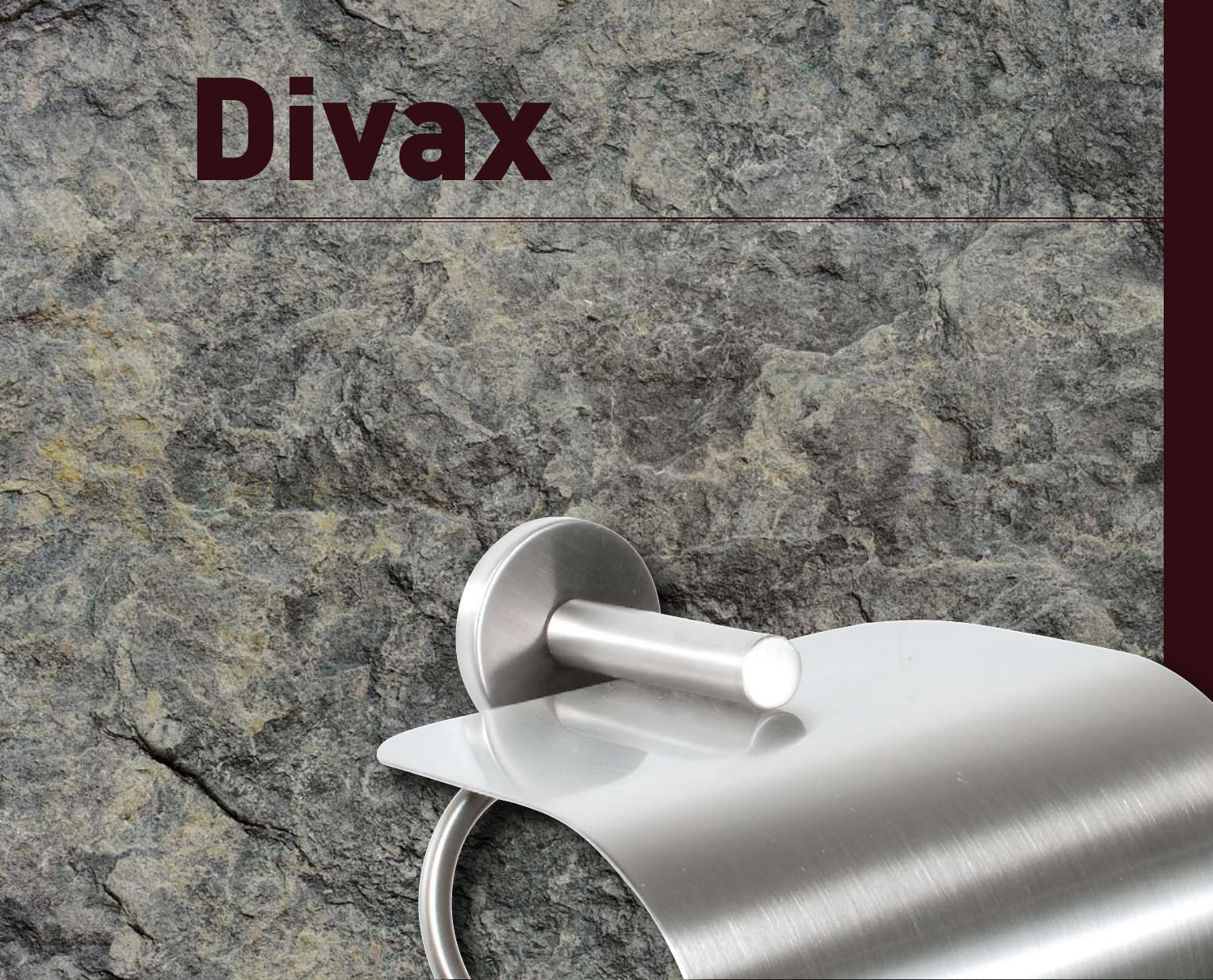# Divax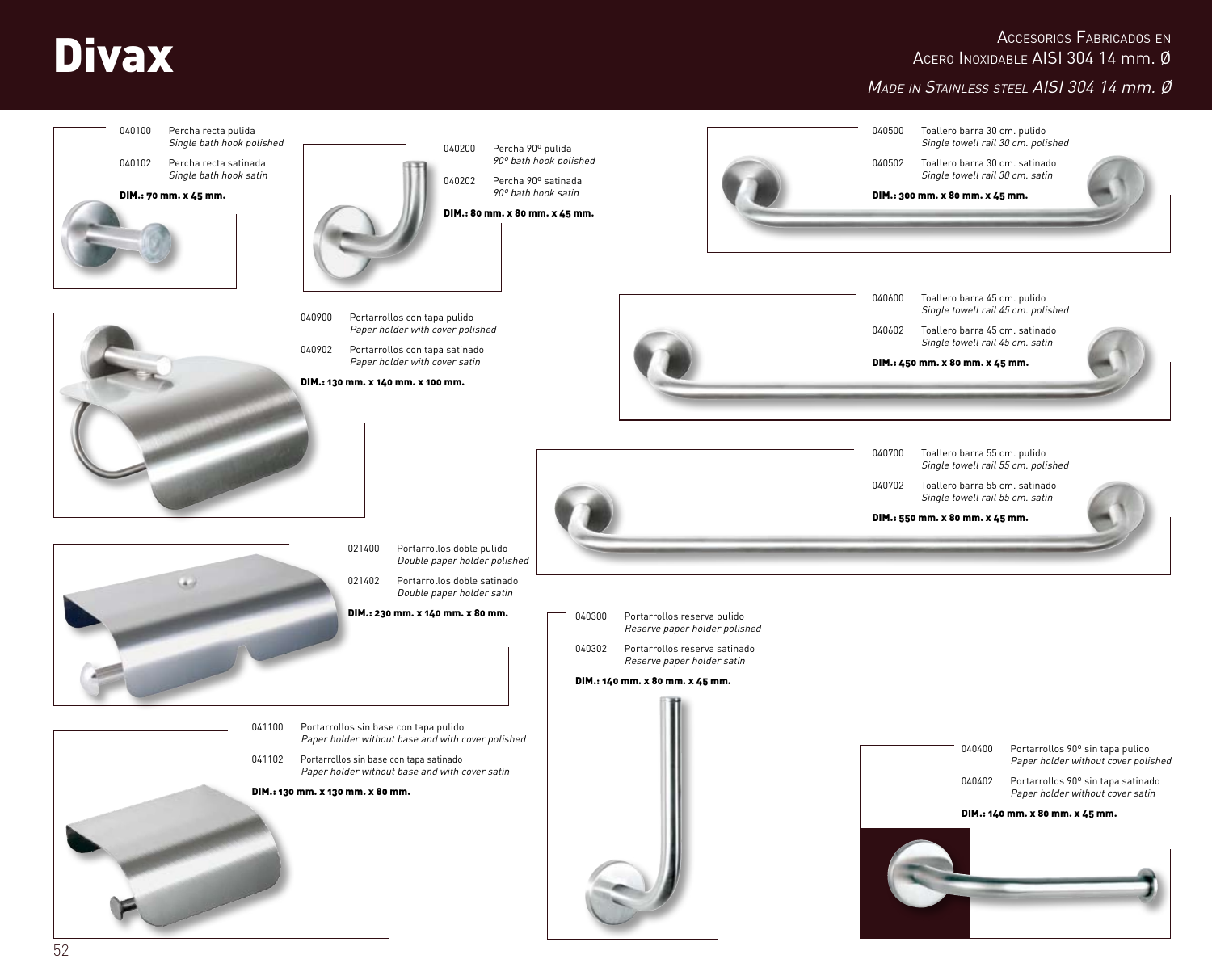# Divax

Accesorios Fabricados en Acero Inoxidable AISI 304 14 mm. Ø

*Made in Stainless steel AISI 304 14 mm. Ø*

040100 Percha recta pulida
*Single bath hook polished*

040102 Percha recta satinada
*Single bath hook satin*

**DIM.: 70 mm. x 45 mm.**

040200 Percha 90º pulida
*90º bath hook polished*

040202 Percha 90º satinada
*90º bath hook satin*

**DIM.: 80 mm. x 80 mm. x 45 mm.**

040500 Toallero barra 30 cm. pulido
*Single towell rail 30 cm. polished*

040502 Toallero barra 30 cm. satinado
*Single towell rail 30 cm. satin*

**DIM.: 300 mm. x 80 mm. x 45 mm.**

040900 Portarrollos con tapa pulido
*Paper holder with cover polished*

040902 Portarrollos con tapa satinado
*Paper holder with cover satin*

**DIM.: 130 mm. x 140 mm. x 100 mm.**

040600 Toallero barra 45 cm. pulido
*Single towell rail 45 cm. polished*

040602 Toallero barra 45 cm. satinado
*Single towell rail 45 cm. satin*

**DIM.: 450 mm. x 80 mm. x 45 mm.**

040700 Toallero barra 55 cm. pulido
*Single towell rail 55 cm. polished*

040702 Toallero barra 55 cm. satinado
*Single towell rail 55 cm. satin*

**DIM.: 550 mm. x 80 mm. x 45 mm.**

021400 Portarrollos doble pulido
*Double paper holder polished*

021402 Portarrollos doble satinado
*Double paper holder satin*

**DIM.: 230 mm. x 140 mm. x 80 mm.**

040300 Portarrollos reserva pulido
*Reserve paper holder polished*

040302 Portarrollos reserva satinado
*Reserve paper holder satin*

**DIM.: 140 mm. x 80 mm. x 45 mm.**

041100 Portarrollos sin base con tapa pulido
*Paper holder without base and with cover polished*

041102 Portarrollos sin base con tapa satinado
*Paper holder without base and with cover satin*

**DIM.: 130 mm. x 130 mm. x 80 mm.**

040400 Portarrollos 90º sin tapa pulido
*Paper holder without cover polished*

040402 Portarrollos 90º sin tapa satinado
*Paper holder without cover satin*

**DIM.: 140 mm. x 80 mm. x 45 mm.**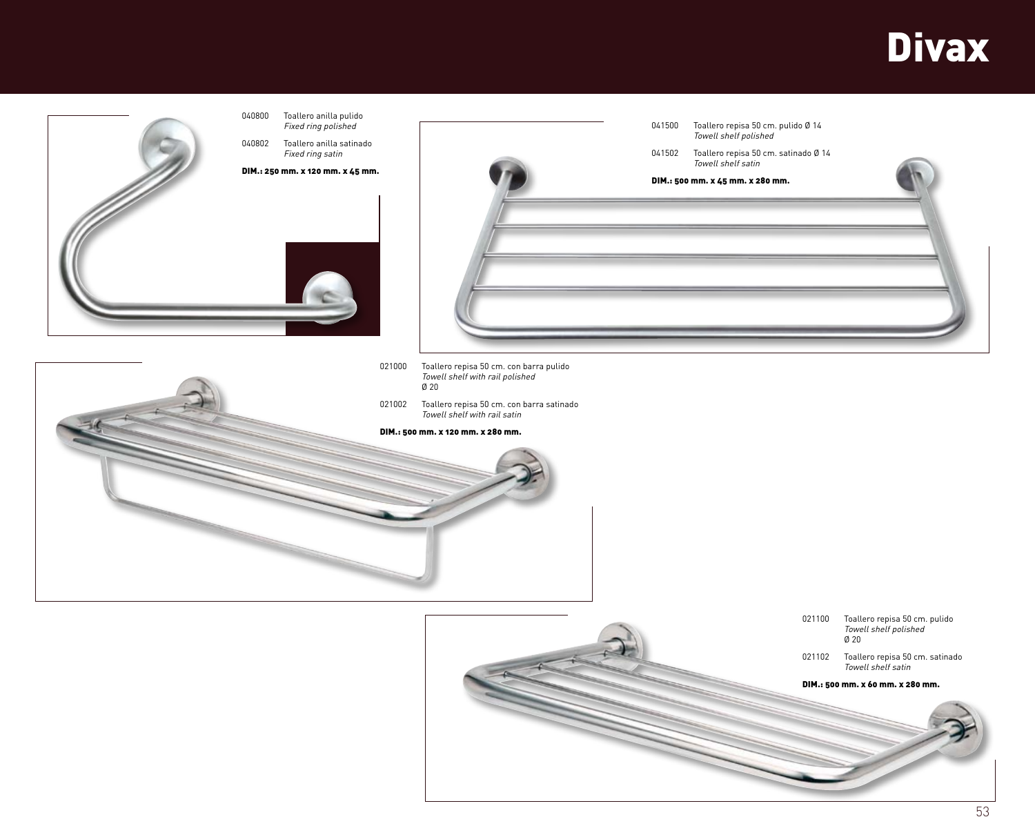# Divax

040800 Toallero anilla pulido
*Fixed ring polished*

040802 Toallero anilla satinado
*Fixed ring satin*

**DIM.: 250 mm. x 120 mm. x 45 mm.**

041500 Toallero repisa 50 cm. pulido Ø 14
*Towell shelf polished*

041502 Toallero repisa 50 cm. satinado Ø 14
*Towell shelf satin*

**DIM.: 500 mm. x 45 mm. x 280 mm.**

021000 Toallero repisa 50 cm. con barra pulido
*Towell shelf with rail polished*
Ø 20

021002 Toallero repisa 50 cm. con barra satinado
*Towell shelf with rail satin*

**DIM.: 500 mm. x 120 mm. x 280 mm.**

021100 Toallero repisa 50 cm. pulido
*Towell shelf polished*
Ø 20

021102 Toallero repisa 50 cm. satinado
*Towell shelf satin*

**DIM.: 500 mm. x 60 mm. x 280 mm.**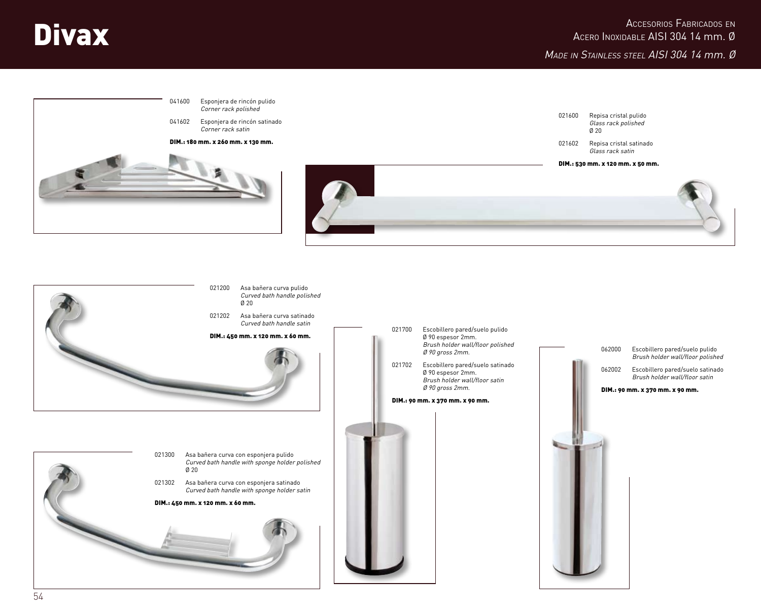# Divax

Accesorios Fabricados en Acero Inoxidable AISI 304 14 mm. Ø

*Made in Stainless steel AISI 304 14 mm. Ø*

041600 Esponjera de rincón pulido
*Corner rack polished*

041602 Esponjera de rincón satinado
*Corner rack satin*

**DIM.: 180 mm. x 260 mm. x 130 mm.**

021600 Repisa cristal pulido
*Glass rack polished*
Ø 20

021602 Repisa cristal satinado
*Glass rack satin*

**DIM.: 530 mm. x 120 mm. x 50 mm.**

021200 Asa bañera curva pulido
*Curved bath handle polished*
Ø 20

021202 Asa bañera curva satinado
*Curved bath handle satin*

**DIM.: 450 mm. x 120 mm. x 60 mm.**

021700 Escobillero pared/suelo pulido
Ø 90 espesor 2mm.
*Brush holder wall/floor polished*
*Ø 90 gross 2mm.*

021702 Escobillero pared/suelo satinado
Ø 90 espesor 2mm.
*Brush holder wall/floor satin*
*Ø 90 gross 2mm.*

**DIM.: 90 mm. x 370 mm. x 90 mm.**

062000 Escobillero pared/suelo pulido
*Brush holder wall/floor polished*

062002 Escobillero pared/suelo satinado
*Brush holder wall/floor satin*

**DIM.: 90 mm. x 370 mm. x 90 mm.**

021300 Asa bañera curva con esponjera pulido
*Curved bath handle with sponge holder polished*
Ø 20

021302 Asa bañera curva con esponjera satinado
*Curved bath handle with sponge holder satin*

**DIM.: 450 mm. x 120 mm. x 60 mm.**